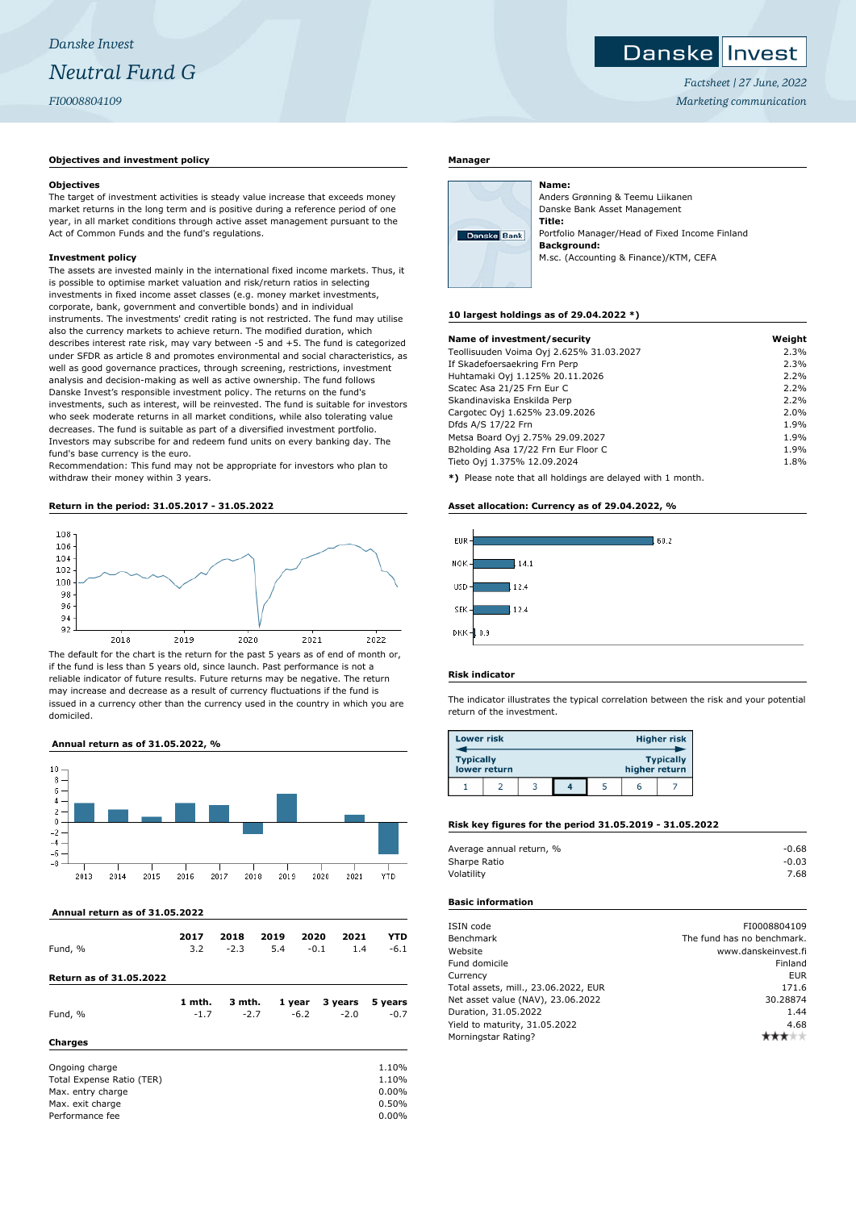*Danske Invest*

# *Neutral Fund G*

*FI0008804109*

Danske Invest

*Factsheet | 27 June, 2022*
*Marketing communication*

## Objectives and investment policy

### Objectives

The target of investment activities is steady value increase that exceeds money market returns in the long term and is positive during a reference period of one year, in all market conditions through active asset management pursuant to the Act of Common Funds and the fund's regulations.

### Investment policy

The assets are invested mainly in the international fixed income markets. Thus, it is possible to optimise market valuation and risk/return ratios in selecting investments in fixed income asset classes (e.g. money market investments, corporate, bank, government and convertible bonds) and in individual instruments. The investments' credit rating is not restricted. The fund may utilise also the currency markets to achieve return. The modified duration, which describes interest rate risk, may vary between -5 and +5. The fund is categorized under SFDR as article 8 and promotes environmental and social characteristics, as well as good governance practices, through screening, restrictions, investment analysis and decision-making as well as active ownership. The fund follows Danske Invest's responsible investment policy. The returns on the fund's investments, such as interest, will be reinvested. The fund is suitable for investors who seek moderate returns in all market conditions, while also tolerating value decreases. The fund is suitable as part of a diversified investment portfolio. Investors may subscribe for and redeem fund units on every banking day. The fund's base currency is the euro.
Recommendation: This fund may not be appropriate for investors who plan to withdraw their money within 3 years.

## Return in the period: 31.05.2017 - 31.05.2022

The default for the chart is the return for the past 5 years as of end of month or, if the fund is less than 5 years old, since launch. Past performance is not a reliable indicator of future results. Future returns may be negative. The returns may increase and decrease as a result of currency fluctuations if the fund is issued in a currency other than the currency used in the country in which you are domiciled.

## Annual return as of 31.05.2022, %

## Annual return as of 31.05.2022

| | 2017 | 2018 | 2019 | 2020 | 2021 | YTD |
|---|---|---|---|---|---|---|
| Fund, % | 3.2 | -2.3 | 5.4 | -0.1 | 1.4 | -6.1 |

## Return as of 31.05.2022

| | 1 mth. | 3 mth. | 1 year | 3 years | 5 years |
|---|---|---|---|---|---|
| Fund, % | -1.7 | -2.7 | -6.2 | -2.0 | -0.7 |

## Charges

| | |
|---|---|
| Ongoing charge | 1.10% |
| Total Expense Ratio (TER) | 1.10% |
| Max. entry charge | 0.00% |
| Max. exit charge | 0.50% |
| Performance fee | 0.00% |

## Manager

**Name:**
Anders Grønning & Teemu Liikanen
Danske Bank Asset Management
**Title:**
Portfolio Manager/Head of Fixed Income Finland
**Background:**
M.sc. (Accounting & Finance)/KTM, CEFA

## 10 largest holdings as of 29.04.2022 *)

| Name of investment/security | Weight |
|---|---|
| Teollisuuden Voima Oyj 2.625% 31.03.2027 | 2.3% |
| If Skadefoersaekring Frn Perp | 2.3% |
| Huhtamaki Oyj 1.125% 20.11.2026 | 2.2% |
| Scatec Asa 21/25 Frn Eur C | 2.2% |
| Skandinaviska Enskilda Perp | 2.2% |
| Cargotec Oyj 1.625% 23.09.2026 | 2.0% |
| Dfds A/S 17/22 Frn | 1.9% |
| Metsa Board Oyj 2.75% 29.09.2027 | 1.9% |
| B2holding Asa 17/22 Frn Eur Floor C | 1.9% |
| Tieto Oyj 1.375% 12.09.2024 | 1.8% |

**\*)** Please note that all holdings are delayed with 1 month.

## Asset allocation: Currency as of 29.04.2022, %

| Currency | % |
|---|---|
| EUR | 60.2 |
| NOK | 14.1 |
| USD | 12.4 |
| SEK | 12.4 |
| DKK | 0.9 |

## Risk indicator

The indicator illustrates the typical correlation between the risk and your potential return of the investment.

| Lower risk | | | | | | Higher risk |
|---|---|---|---|---|---|---|
| Typically lower return | | | | | | Typically higher return |
| 1 | 2 | 3 | **4** | 5 | 6 | 7 |

## Risk key figures for the period 31.05.2019 - 31.05.2022

| | |
|---|---|
| Average annual return, % | -0.68 |
| Sharpe Ratio | -0.03 |
| Volatility | 7.68 |

## Basic information

| | |
|---|---|
| ISIN code | FI0008804109 |
| Benchmark | The fund has no benchmark. |
| Website | www.danskeinvest.fi |
| Fund domicile | Finland |
| Currency | EUR |
| Total assets, mill., 23.06.2022, EUR | 171.6 |
| Net asset value (NAV), 23.06.2022 | 30.28874 |
| Duration, 31.05.2022 | 1.44 |
| Yield to maturity, 31.05.2022 | 4.68 |
| Morningstar Rating? | ★★★ |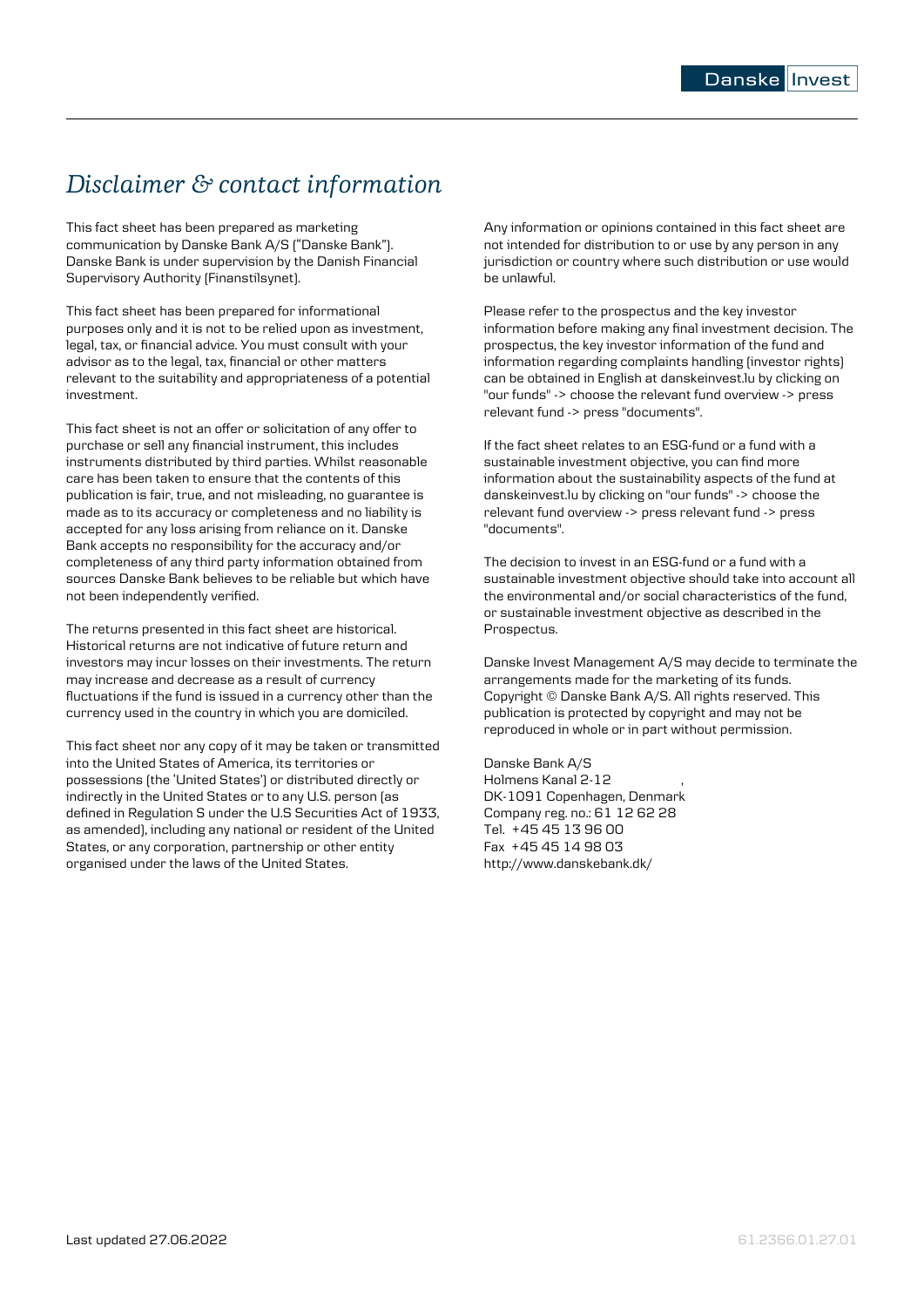# *Disclaimer & contact information*

This fact sheet has been prepared as marketing communication by Danske Bank A/S ("Danske Bank"). Danske Bank is under supervision by the Danish Financial Supervisory Authority (Finanstilsynet).

This fact sheet has been prepared for informational purposes only and it is not to be relied upon as investment, legal, tax, or financial advice. You must consult with your advisor as to the legal, tax, financial or other matters relevant to the suitability and appropriateness of a potential investment.

This fact sheet is not an offer or solicitation of any offer to purchase or sell any financial instrument, this includes instruments distributed by third parties. Whilst reasonable care has been taken to ensure that the contents of this publication is fair, true, and not misleading, no guarantee is made as to its accuracy or completeness and no liability is accepted for any loss arising from reliance on it. Danske Bank accepts no responsibility for the accuracy and/or completeness of any third party information obtained from sources Danske Bank believes to be reliable but which have not been independently verified.

The returns presented in this fact sheet are historical. Historical returns are not indicative of future return and investors may incur losses on their investments. The return may increase and decrease as a result of currency fluctuations if the fund is issued in a currency other than the currency used in the country in which you are domiciled.

This fact sheet nor any copy of it may be taken or transmitted into the United States of America, its territories or possessions (the 'United States') or distributed directly or indirectly in the United States or to any U.S. person (as defined in Regulation S under the U.S Securities Act of 1933, as amended), including any national or resident of the United States, or any corporation, partnership or other entity organised under the laws of the United States.

Any information or opinions contained in this fact sheet are not intended for distribution to or use by any person in any jurisdiction or country where such distribution or use would be unlawful.

Please refer to the prospectus and the key investor information before making any final investment decision. The prospectus, the key investor information of the fund and information regarding complaints handling (investor rights) can be obtained in English at danskeinvest.lu by clicking on "our funds" -> choose the relevant fund overview -> press relevant fund -> press "documents".

If the fact sheet relates to an ESG-fund or a fund with a sustainable investment objective, you can find more information about the sustainability aspects of the fund at danskeinvest.lu by clicking on "our funds" -> choose the relevant fund overview -> press relevant fund -> press "documents".

The decision to invest in an ESG-fund or a fund with a sustainable investment objective should take into account all the environmental and/or social characteristics of the fund, or sustainable investment objective as described in the Prospectus.

Danske Invest Management A/S may decide to terminate the arrangements made for the marketing of its funds. Copyright © Danske Bank A/S. All rights reserved. This publication is protected by copyright and may not be reproduced in whole or in part without permission.

Danske Bank A/S
Holmens Kanal 2-12 ,
DK-1091 Copenhagen, Denmark
Company reg. no.: 61 12 62 28
Tel. +45 45 13 96 00
Fax +45 45 14 98 03
http://www.danskebank.dk/

Last updated 27.06.2022

61.2366.01.27.01